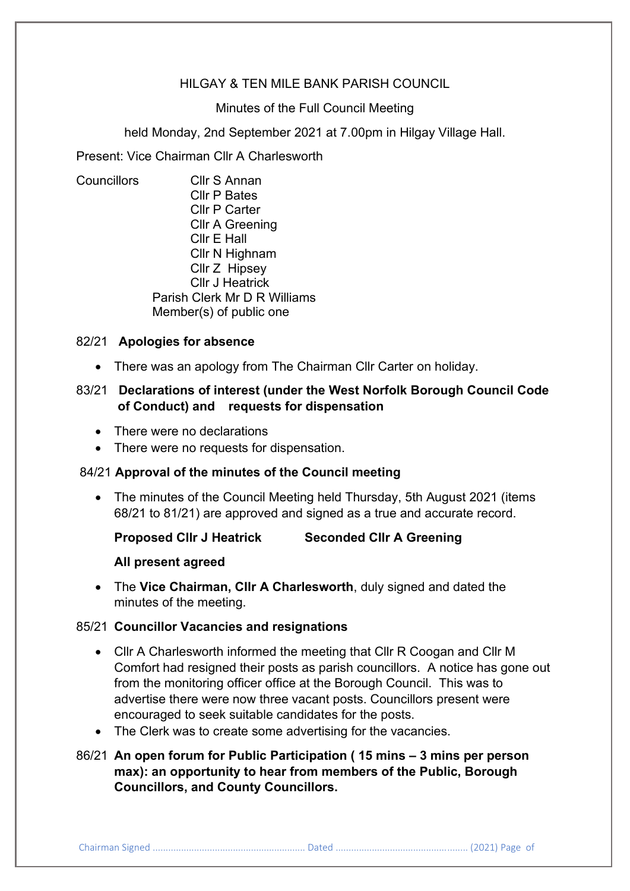HILGAY & TEN MILE BANK PARISH COUNCIL

Minutes of the Full Council Meeting

held Monday, 2nd September 2021 at 7.00pm in Hilgay Village Hall.

Present: Vice Chairman Cllr A Charlesworth

Councillors Cllr S Annan
Cllr P Bates
Cllr P Carter
Cllr A Greening
Cllr E Hall
Cllr N Highnam
Cllr Z Hipsey
Cllr J Heatrick
Parish Clerk Mr D R Williams
Member(s) of public one

82/21 **Apologies for absence**

- There was an apology from The Chairman Cllr Carter on holiday.

83/21 **Declarations of interest (under the West Norfolk Borough Council Code of Conduct) and requests for dispensation**

- There were no declarations
- There were no requests for dispensation.

84/21 **Approval of the minutes of the Council meeting**

- The minutes of the Council Meeting held Thursday, 5th August 2021 (items 68/21 to 81/21) are approved and signed as a true and accurate record.

  **Proposed Cllr J Heatrick Seconded Cllr A Greening**

  **All present agreed**

- The **Vice Chairman, Cllr A Charlesworth**, duly signed and dated the minutes of the meeting.

85/21 **Councillor Vacancies and resignations**

- Cllr A Charlesworth informed the meeting that Cllr R Coogan and Cllr M Comfort had resigned their posts as parish councillors. A notice has gone out from the monitoring officer office at the Borough Council. This was to advertise there were now three vacant posts. Councillors present were encouraged to seek suitable candidates for the posts.
- The Clerk was to create some advertising for the vacancies.

86/21 **An open forum for Public Participation ( 15 mins – 3 mins per person max): an opportunity to hear from members of the Public, Borough Councillors, and County Councillors.**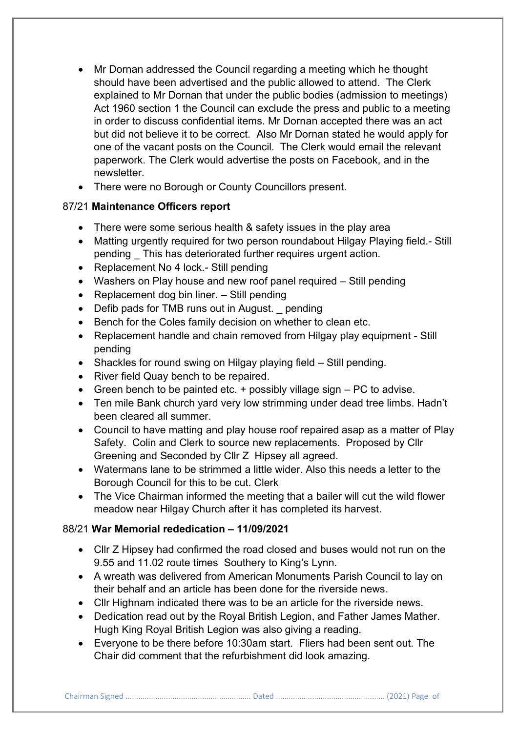- Mr Dornan addressed the Council regarding a meeting which he thought should have been advertised and the public allowed to attend. The Clerk explained to Mr Dornan that under the public bodies (admission to meetings) Act 1960 section 1 the Council can exclude the press and public to a meeting in order to discuss confidential items. Mr Dornan accepted there was an act but did not believe it to be correct. Also Mr Dornan stated he would apply for one of the vacant posts on the Council. The Clerk would email the relevant paperwork. The Clerk would advertise the posts on Facebook, and in the newsletter.
- There were no Borough or County Councillors present.

87/21 **Maintenance Officers report**

- There were some serious health & safety issues in the play area
- Matting urgently required for two person roundabout Hilgay Playing field.- Still pending _ This has deteriorated further requires urgent action.
- Replacement No 4 lock.- Still pending
- Washers on Play house and new roof panel required – Still pending
- Replacement dog bin liner. – Still pending
- Defib pads for TMB runs out in August. _ pending
- Bench for the Coles family decision on whether to clean etc.
- Replacement handle and chain removed from Hilgay play equipment - Still pending
- Shackles for round swing on Hilgay playing field – Still pending.
- River field Quay bench to be repaired.
- Green bench to be painted etc. + possibly village sign – PC to advise.
- Ten mile Bank church yard very low strimming under dead tree limbs. Hadn't been cleared all summer.
- Council to have matting and play house roof repaired asap as a matter of Play Safety. Colin and Clerk to source new replacements. Proposed by Cllr Greening and Seconded by Cllr Z Hipsey all agreed.
- Watermans lane to be strimmed a little wider. Also this needs a letter to the Borough Council for this to be cut. Clerk
- The Vice Chairman informed the meeting that a bailer will cut the wild flower meadow near Hilgay Church after it has completed its harvest.

88/21 **War Memorial rededication – 11/09/2021**

- Cllr Z Hipsey had confirmed the road closed and buses would not run on the 9.55 and 11.02 route times Southery to King's Lynn.
- A wreath was delivered from American Monuments Parish Council to lay on their behalf and an article has been done for the riverside news.
- Cllr Highnam indicated there was to be an article for the riverside news.
- Dedication read out by the Royal British Legion, and Father James Mather. Hugh King Royal British Legion was also giving a reading.
- Everyone to be there before 10:30am start. Fliers had been sent out. The Chair did comment that the refurbishment did look amazing.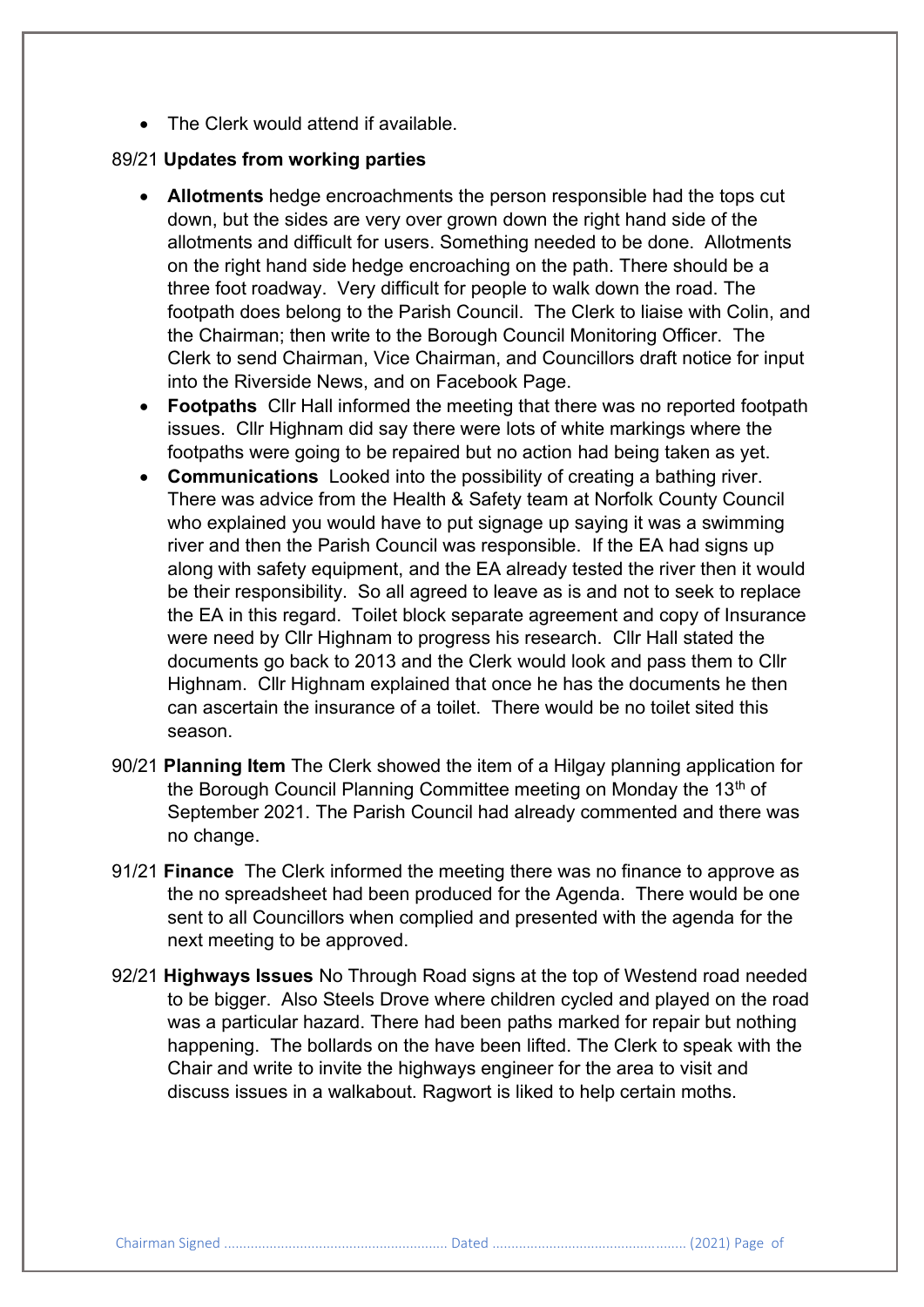- The Clerk would attend if available.

89/21 **Updates from working parties**

- **Allotments** hedge encroachments the person responsible had the tops cut down, but the sides are very over grown down the right hand side of the allotments and difficult for users. Something needed to be done. Allotments on the right hand side hedge encroaching on the path. There should be a three foot roadway. Very difficult for people to walk down the road. The footpath does belong to the Parish Council. The Clerk to liaise with Colin, and the Chairman; then write to the Borough Council Monitoring Officer. The Clerk to send Chairman, Vice Chairman, and Councillors draft notice for input into the Riverside News, and on Facebook Page.
- **Footpaths** Cllr Hall informed the meeting that there was no reported footpath issues. Cllr Highnam did say there were lots of white markings where the footpaths were going to be repaired but no action had being taken as yet.
- **Communications** Looked into the possibility of creating a bathing river. There was advice from the Health & Safety team at Norfolk County Council who explained you would have to put signage up saying it was a swimming river and then the Parish Council was responsible. If the EA had signs up along with safety equipment, and the EA already tested the river then it would be their responsibility. So all agreed to leave as is and not to seek to replace the EA in this regard. Toilet block separate agreement and copy of Insurance were need by Cllr Highnam to progress his research. Cllr Hall stated the documents go back to 2013 and the Clerk would look and pass them to Cllr Highnam. Cllr Highnam explained that once he has the documents he then can ascertain the insurance of a toilet. There would be no toilet sited this season.

90/21 **Planning Item** The Clerk showed the item of a Hilgay planning application for the Borough Council Planning Committee meeting on Monday the 13th of September 2021. The Parish Council had already commented and there was no change.

91/21 **Finance** The Clerk informed the meeting there was no finance to approve as the no spreadsheet had been produced for the Agenda. There would be one sent to all Councillors when complied and presented with the agenda for the next meeting to be approved.

92/21 **Highways Issues** No Through Road signs at the top of Westend road needed to be bigger. Also Steels Drove where children cycled and played on the road was a particular hazard. There had been paths marked for repair but nothing happening. The bollards on the have been lifted. The Clerk to speak with the Chair and write to invite the highways engineer for the area to visit and discuss issues in a walkabout. Ragwort is liked to help certain moths.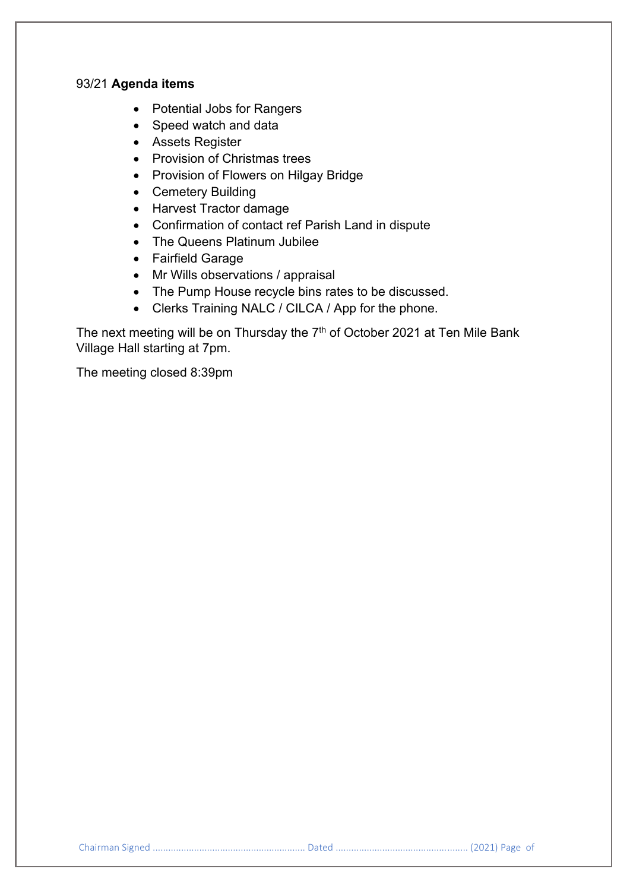93/21 **Agenda items**

- Potential Jobs for Rangers
- Speed watch and data
- Assets Register
- Provision of Christmas trees
- Provision of Flowers on Hilgay Bridge
- Cemetery Building
- Harvest Tractor damage
- Confirmation of contact ref Parish Land in dispute
- The Queens Platinum Jubilee
- Fairfield Garage
- Mr Wills observations / appraisal
- The Pump House recycle bins rates to be discussed.
- Clerks Training NALC / CILCA / App for the phone.

The next meeting will be on Thursday the 7th of October 2021 at Ten Mile Bank Village Hall starting at 7pm.

The meeting closed 8:39pm